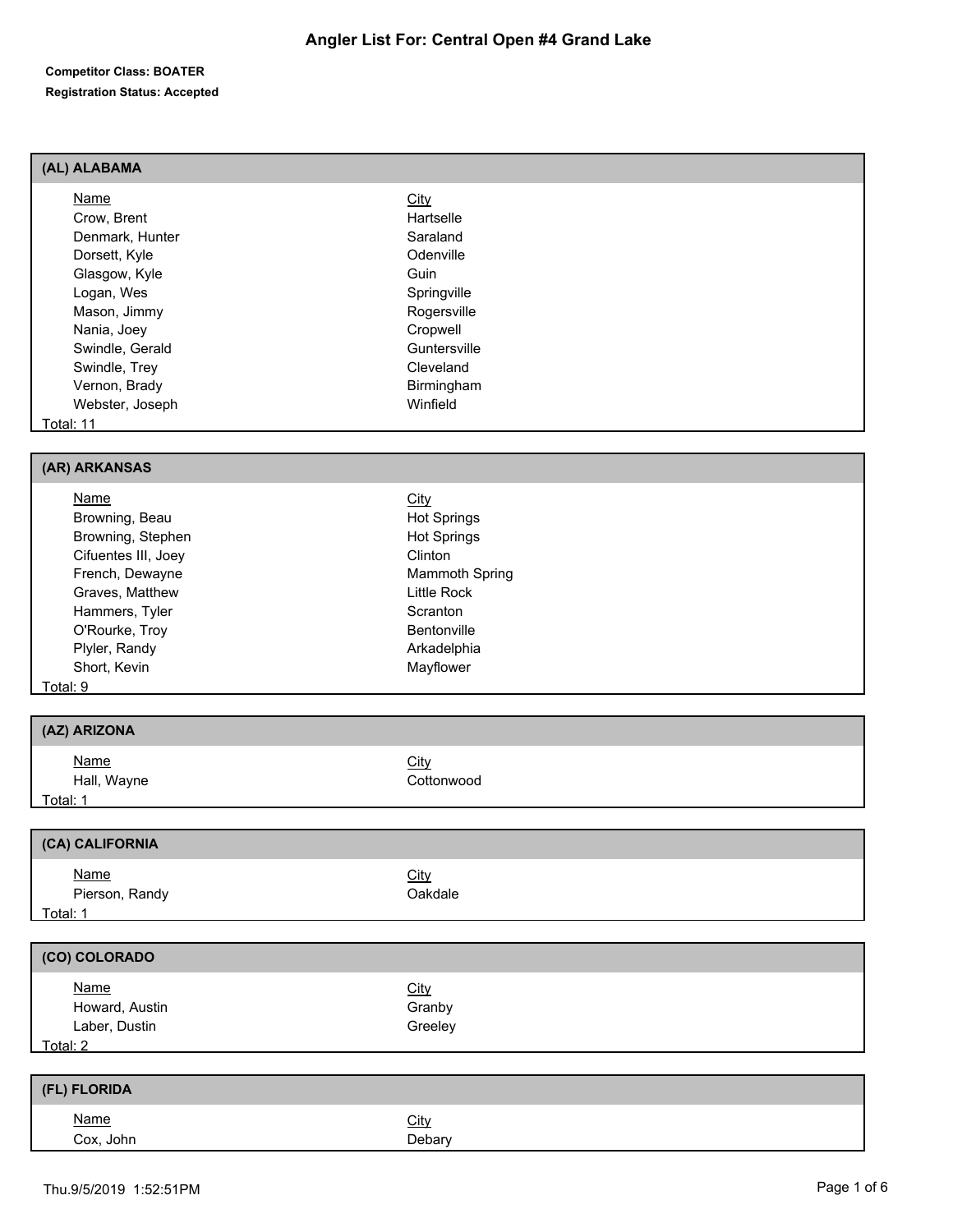# Angler List For: Central Open #4 Grand Lake

**Competitor Class: BOATER**

**Registration Status: Accepted**

## (AL) ALABAMA

| Name | City |
|---|---|
| Crow, Brent | Hartselle |
| Denmark, Hunter | Saraland |
| Dorsett, Kyle | Odenville |
| Glasgow, Kyle | Guin |
| Logan, Wes | Springville |
| Mason, Jimmy | Rogersville |
| Nania, Joey | Cropwell |
| Swindle, Gerald | Guntersville |
| Swindle, Trey | Cleveland |
| Vernon, Brady | Birmingham |
| Webster, Joseph | Winfield |

Total: 11

## (AR) ARKANSAS

| Name | City |
|---|---|
| Browning, Beau | Hot Springs |
| Browning, Stephen | Hot Springs |
| Cifuentes III, Joey | Clinton |
| French, Dewayne | Mammoth Spring |
| Graves, Matthew | Little Rock |
| Hammers, Tyler | Scranton |
| O'Rourke, Troy | Bentonville |
| Plyler, Randy | Arkadelphia |
| Short, Kevin | Mayflower |

Total: 9

## (AZ) ARIZONA

| Name | City |
|---|---|
| Hall, Wayne | Cottonwood |

Total: 1

## (CA) CALIFORNIA

| Name | City |
|---|---|
| Pierson, Randy | Oakdale |

Total: 1

## (CO) COLORADO

| Name | City |
|---|---|
| Howard, Austin | Granby |
| Laber, Dustin | Greeley |

Total: 2

## (FL) FLORIDA

| Name | City |
|---|---|
| Cox, John | Debary |

Thu.9/5/2019 1:52:51PM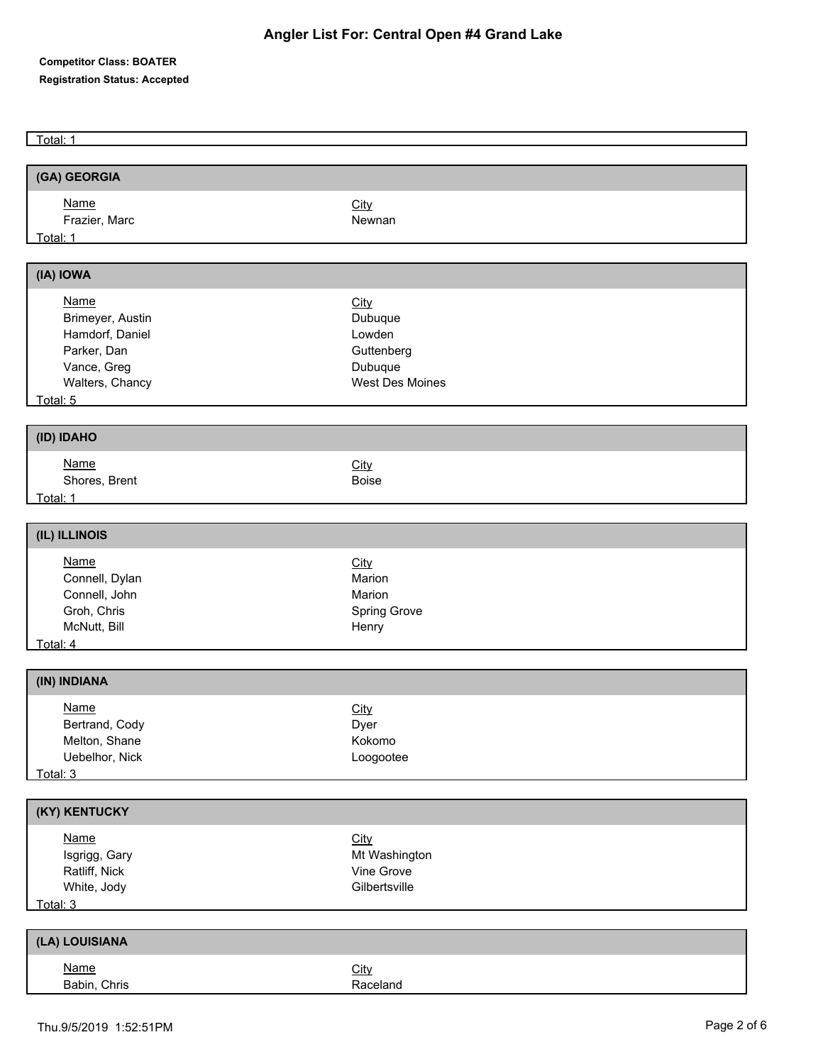# Angler List For: Central Open #4 Grand Lake

**Competitor Class: BOATER**

**Registration Status: Accepted**

Total: 1

## (GA) GEORGIA

| Name | City |
|---|---|
| Frazier, Marc | Newnan |

Total: 1

## (IA) IOWA

| Name | City |
|---|---|
| Brimeyer, Austin | Dubuque |
| Hamdorf, Daniel | Lowden |
| Parker, Dan | Guttenberg |
| Vance, Greg | Dubuque |
| Walters, Chancy | West Des Moines |

Total: 5

## (ID) IDAHO

| Name | City |
|---|---|
| Shores, Brent | Boise |

Total: 1

## (IL) ILLINOIS

| Name | City |
|---|---|
| Connell, Dylan | Marion |
| Connell, John | Marion |
| Groh, Chris | Spring Grove |
| McNutt, Bill | Henry |

Total: 4

## (IN) INDIANA

| Name | City |
|---|---|
| Bertrand, Cody | Dyer |
| Melton, Shane | Kokomo |
| Uebelhor, Nick | Loogootee |

Total: 3

## (KY) KENTUCKY

| Name | City |
|---|---|
| Isgrigg, Gary | Mt Washington |
| Ratliff, Nick | Vine Grove |
| White, Jody | Gilbertsville |

Total: 3

## (LA) LOUISIANA

| Name | City |
|---|---|
| Babin, Chris | Raceland |

Thu.9/5/2019 1:52:51PM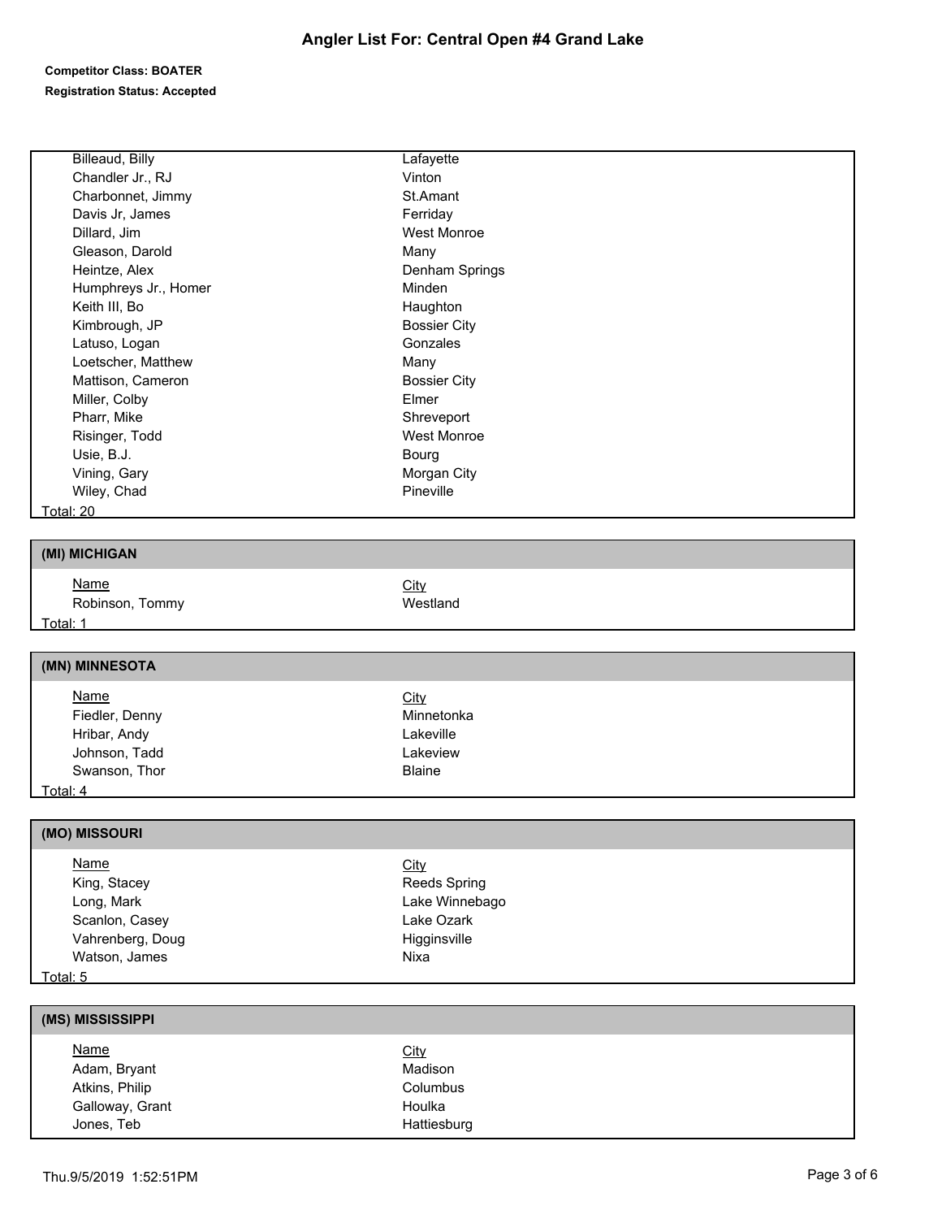# Angler List For: Central Open #4 Grand Lake

**Competitor Class: BOATER**

**Registration Status: Accepted**

| Name | City |
|---|---|
| Billeaud, Billy | Lafayette |
| Chandler Jr., RJ | Vinton |
| Charbonnet, Jimmy | St.Amant |
| Davis Jr, James | Ferriday |
| Dillard, Jim | West Monroe |
| Gleason, Darold | Many |
| Heintze, Alex | Denham Springs |
| Humphreys Jr., Homer | Minden |
| Keith III, Bo | Haughton |
| Kimbrough, JP | Bossier City |
| Latuso, Logan | Gonzales |
| Loetscher, Matthew | Many |
| Mattison, Cameron | Bossier City |
| Miller, Colby | Elmer |
| Pharr, Mike | Shreveport |
| Risinger, Todd | West Monroe |
| Usie, B.J. | Bourg |
| Vining, Gary | Morgan City |
| Wiley, Chad | Pineville |

Total: 20

## (MI) MICHIGAN

| Name | City |
|---|---|
| Robinson, Tommy | Westland |

Total: 1

## (MN) MINNESOTA

| Name | City |
|---|---|
| Fiedler, Denny | Minnetonka |
| Hribar, Andy | Lakeville |
| Johnson, Tadd | Lakeview |
| Swanson, Thor | Blaine |

Total: 4

## (MO) MISSOURI

| Name | City |
|---|---|
| King, Stacey | Reeds Spring |
| Long, Mark | Lake Winnebago |
| Scanlon, Casey | Lake Ozark |
| Vahrenberg, Doug | Higginsville |
| Watson, James | Nixa |

Total: 5

## (MS) MISSISSIPPI

| Name | City |
|---|---|
| Adam, Bryant | Madison |
| Atkins, Philip | Columbus |
| Galloway, Grant | Houlka |
| Jones, Teb | Hattiesburg |

Thu.9/5/2019 1:52:51PM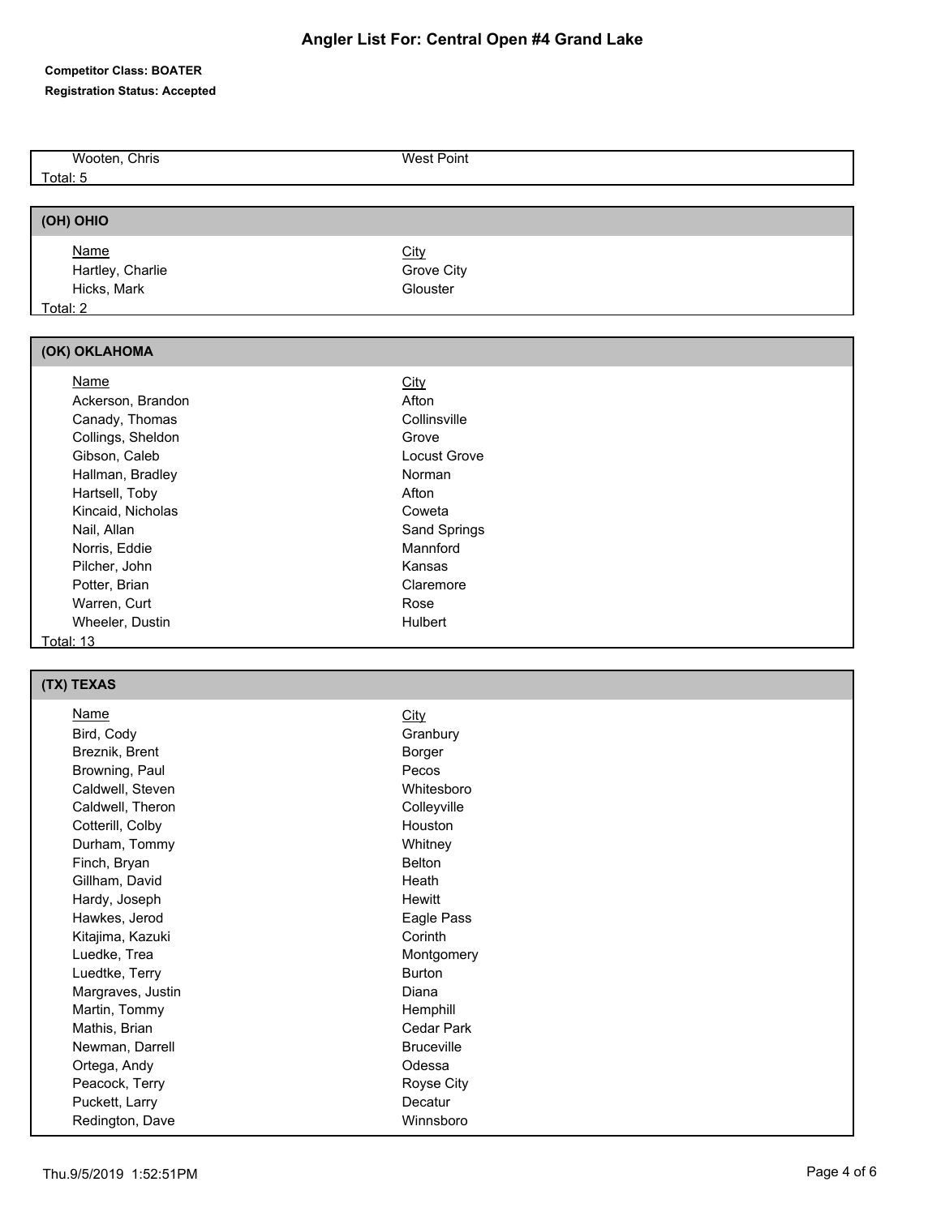# Angler List For: Central Open #4 Grand Lake

**Competitor Class: BOATER**

**Registration Status: Accepted**

| Name | City |
|---|---|
| Wooten, Chris | West Point |

Total: 5

## (OH) OHIO

| Name | City |
|---|---|
| Hartley, Charlie | Grove City |
| Hicks, Mark | Glouster |

Total: 2

## (OK) OKLAHOMA

| Name | City |
|---|---|
| Ackerson, Brandon | Afton |
| Canady, Thomas | Collinsville |
| Collings, Sheldon | Grove |
| Gibson, Caleb | Locust Grove |
| Hallman, Bradley | Norman |
| Hartsell, Toby | Afton |
| Kincaid, Nicholas | Coweta |
| Nail, Allan | Sand Springs |
| Norris, Eddie | Mannford |
| Pilcher, John | Kansas |
| Potter, Brian | Claremore |
| Warren, Curt | Rose |
| Wheeler, Dustin | Hulbert |

Total: 13

## (TX) TEXAS

| Name | City |
|---|---|
| Bird, Cody | Granbury |
| Breznik, Brent | Borger |
| Browning, Paul | Pecos |
| Caldwell, Steven | Whitesboro |
| Caldwell, Theron | Colleyville |
| Cotterill, Colby | Houston |
| Durham, Tommy | Whitney |
| Finch, Bryan | Belton |
| Gillham, David | Heath |
| Hardy, Joseph | Hewitt |
| Hawkes, Jerod | Eagle Pass |
| Kitajima, Kazuki | Corinth |
| Luedke, Trea | Montgomery |
| Luedtke, Terry | Burton |
| Margraves, Justin | Diana |
| Martin, Tommy | Hemphill |
| Mathis, Brian | Cedar Park |
| Newman, Darrell | Bruceville |
| Ortega, Andy | Odessa |
| Peacock, Terry | Royse City |
| Puckett, Larry | Decatur |
| Redington, Dave | Winnsboro |

Thu.9/5/2019 1:52:51PM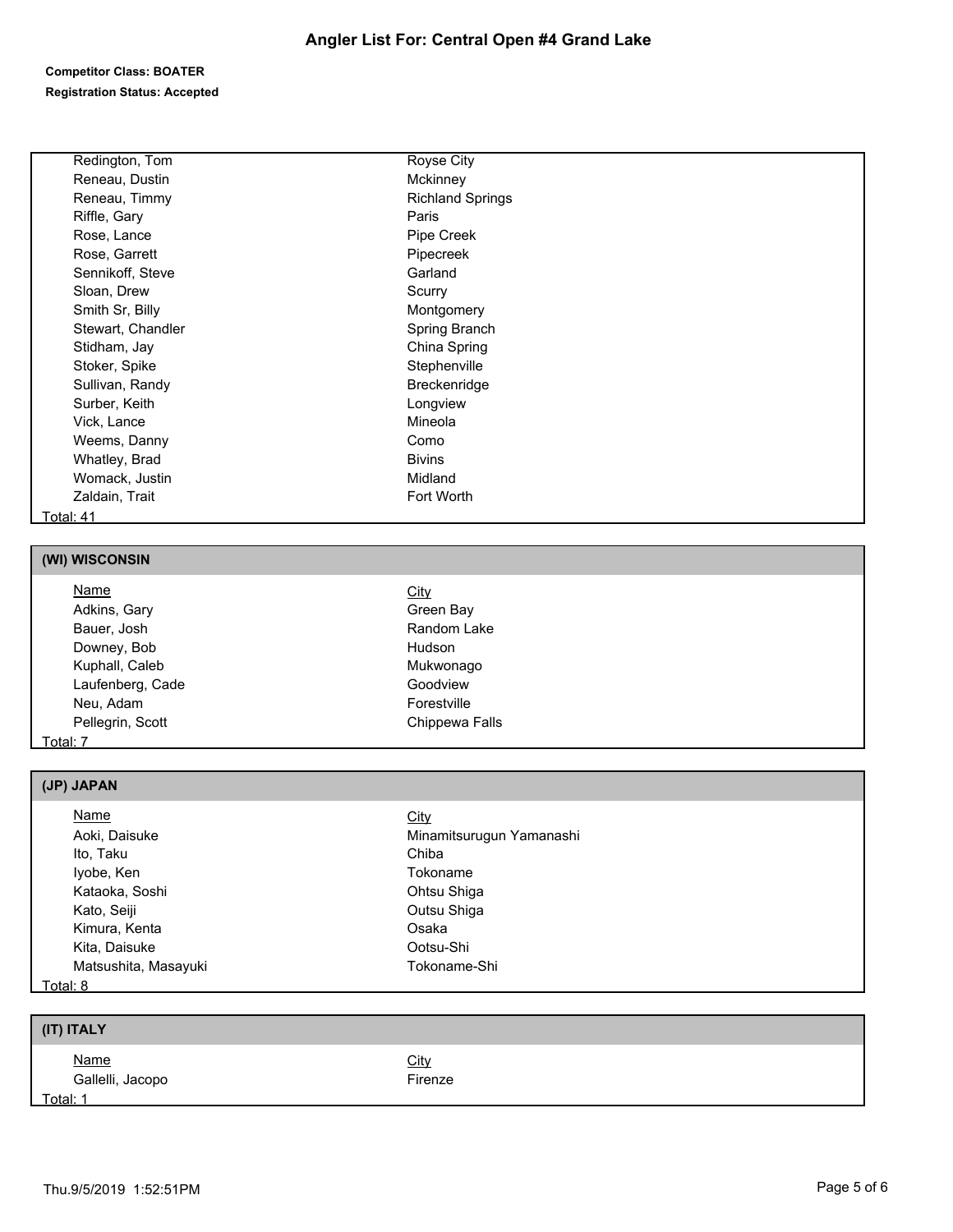# Angler List For: Central Open #4 Grand Lake

**Competitor Class: BOATER**

**Registration Status: Accepted**

| Name | City |
| --- | --- |
| Redington, Tom | Royse City |
| Reneau, Dustin | Mckinney |
| Reneau, Timmy | Richland Springs |
| Riffle, Gary | Paris |
| Rose, Lance | Pipe Creek |
| Rose, Garrett | Pipecreek |
| Sennikoff, Steve | Garland |
| Sloan, Drew | Scurry |
| Smith Sr, Billy | Montgomery |
| Stewart, Chandler | Spring Branch |
| Stidham, Jay | China Spring |
| Stoker, Spike | Stephenville |
| Sullivan, Randy | Breckenridge |
| Surber, Keith | Longview |
| Vick, Lance | Mineola |
| Weems, Danny | Como |
| Whatley, Brad | Bivins |
| Womack, Justin | Midland |
| Zaldain, Trait | Fort Worth |

Total: 41

## (WI) WISCONSIN

| Name | City |
| --- | --- |
| Adkins, Gary | Green Bay |
| Bauer, Josh | Random Lake |
| Downey, Bob | Hudson |
| Kuphall, Caleb | Mukwonago |
| Laufenberg, Cade | Goodview |
| Neu, Adam | Forestville |
| Pellegrin, Scott | Chippewa Falls |

Total: 7

## (JP) JAPAN

| Name | City |
| --- | --- |
| Aoki, Daisuke | Minamitsurugun Yamanashi |
| Ito, Taku | Chiba |
| Iyobe, Ken | Tokoname |
| Kataoka, Soshi | Ohtsu Shiga |
| Kato, Seiji | Outsu Shiga |
| Kimura, Kenta | Osaka |
| Kita, Daisuke | Ootsu-Shi |
| Matsushita, Masayuki | Tokoname-Shi |

Total: 8

## (IT) ITALY

| Name | City |
| --- | --- |
| Gallelli, Jacopo | Firenze |

Total: 1

Thu.9/5/2019 1:52:51PM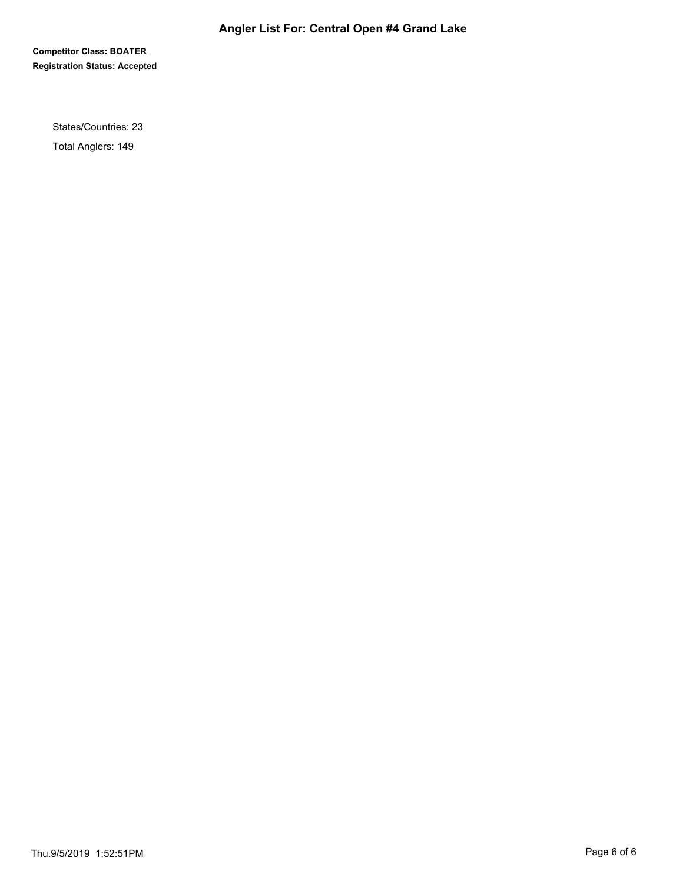# Angler List For: Central Open #4 Grand Lake

**Competitor Class: BOATER**

**Registration Status: Accepted**

States/Countries: 23

Total Anglers: 149

Thu.9/5/2019 1:52:51PM